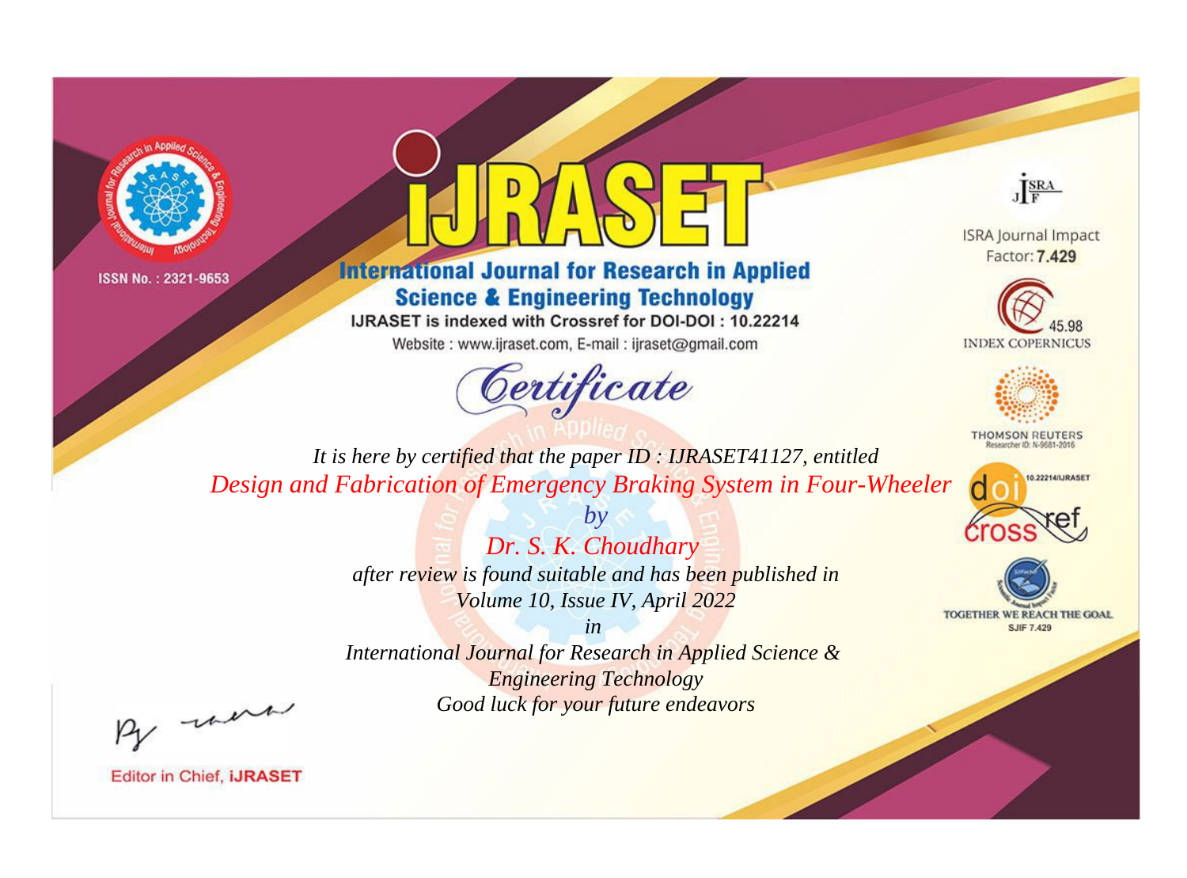ISSN No. : 2321-9653

# IJRASET

## International Journal for Research in Applied Science & Engineering Technology

IJRASET is indexed with Crossref for DOI-DOI : 10.22214

Website : www.ijraset.com, E-mail : ijraset@gmail.com

ISRA Journal Impact Factor: **7.429**

45.98 INDEX COPERNICUS

THOMSON REUTERS Researcher ID: N-9681-2016

10.22214/IJRASET

TOGETHER WE REACH THE GOAL SJIF 7.429

# *Certificate*

*It is here by certified that the paper ID : IJRASET41127, entitled*

*Design and Fabrication of Emergency Braking System in Four-Wheeler*

*by*

*Dr. S. K. Choudhary*

*after review is found suitable and has been published in*

*Volume 10, Issue IV, April 2022*

*in*

*International Journal for Research in Applied Science & Engineering Technology*

*Good luck for your future endeavors*

Editor in Chief, **IJRASET**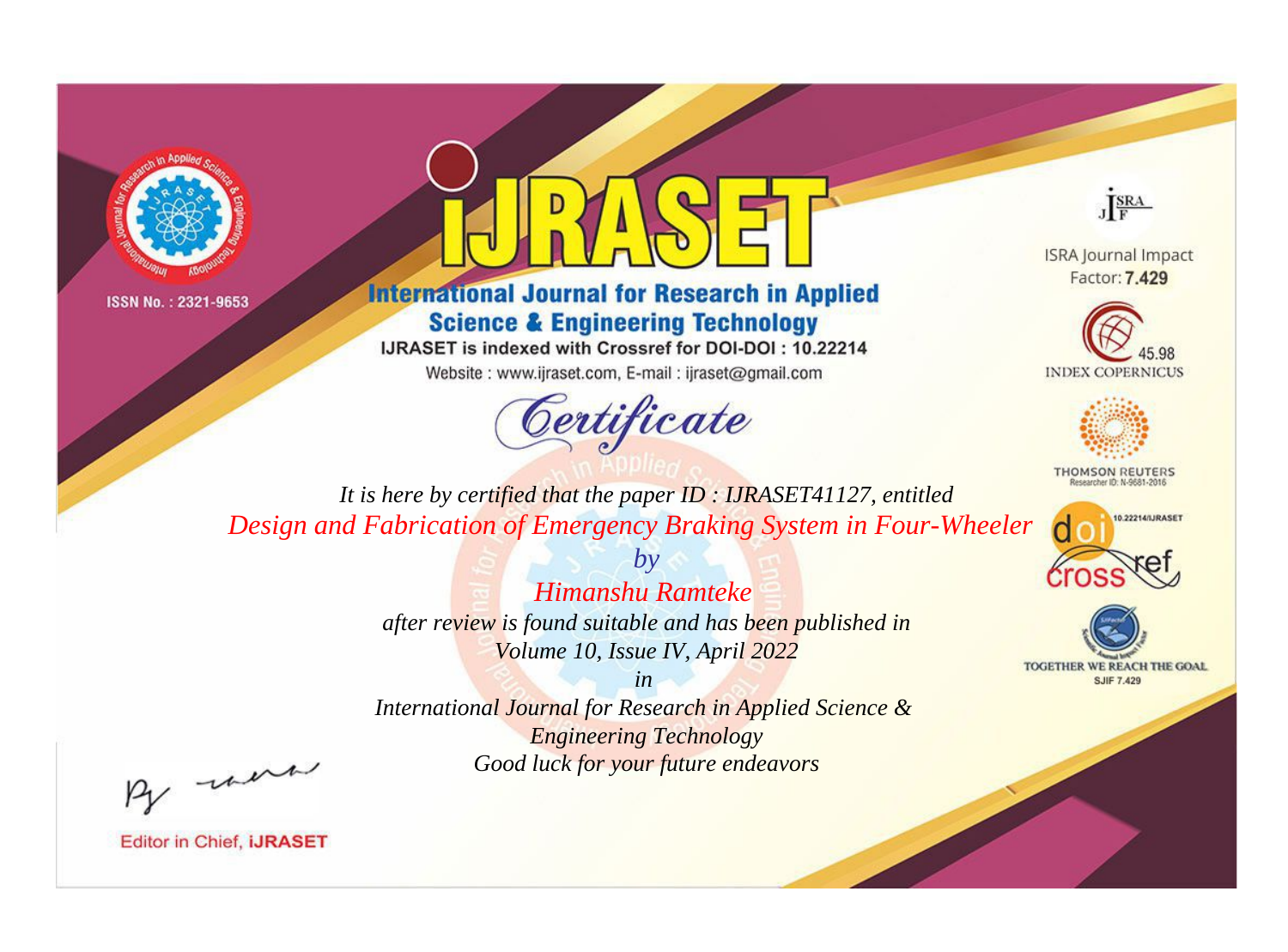ISSN No. : 2321-9653

# IJRASET

## International Journal for Research in Applied Science & Engineering Technology

IJRASET is indexed with Crossref for DOI-DOI : 10.22214

Website : www.ijraset.com, E-mail : ijraset@gmail.com

## Certificate

*It is here by certified that the paper ID : IJRASET41127, entitled*

*Design and Fabrication of Emergency Braking System in Four-Wheeler*

*by*

*Himanshu Ramteke*

*after review is found suitable and has been published in*

*Volume 10, Issue IV, April 2022*

*in*

*International Journal for Research in Applied Science & Engineering Technology*

*Good luck for your future endeavors*

ISRA Journal Impact Factor: **7.429**

45.98 INDEX COPERNICUS

THOMSON REUTERS Researcher ID: N-9681-2016

10.22214/IJRASET

TOGETHER WE REACH THE GOAL SJIF 7.429

Editor in Chief, **IJRASET**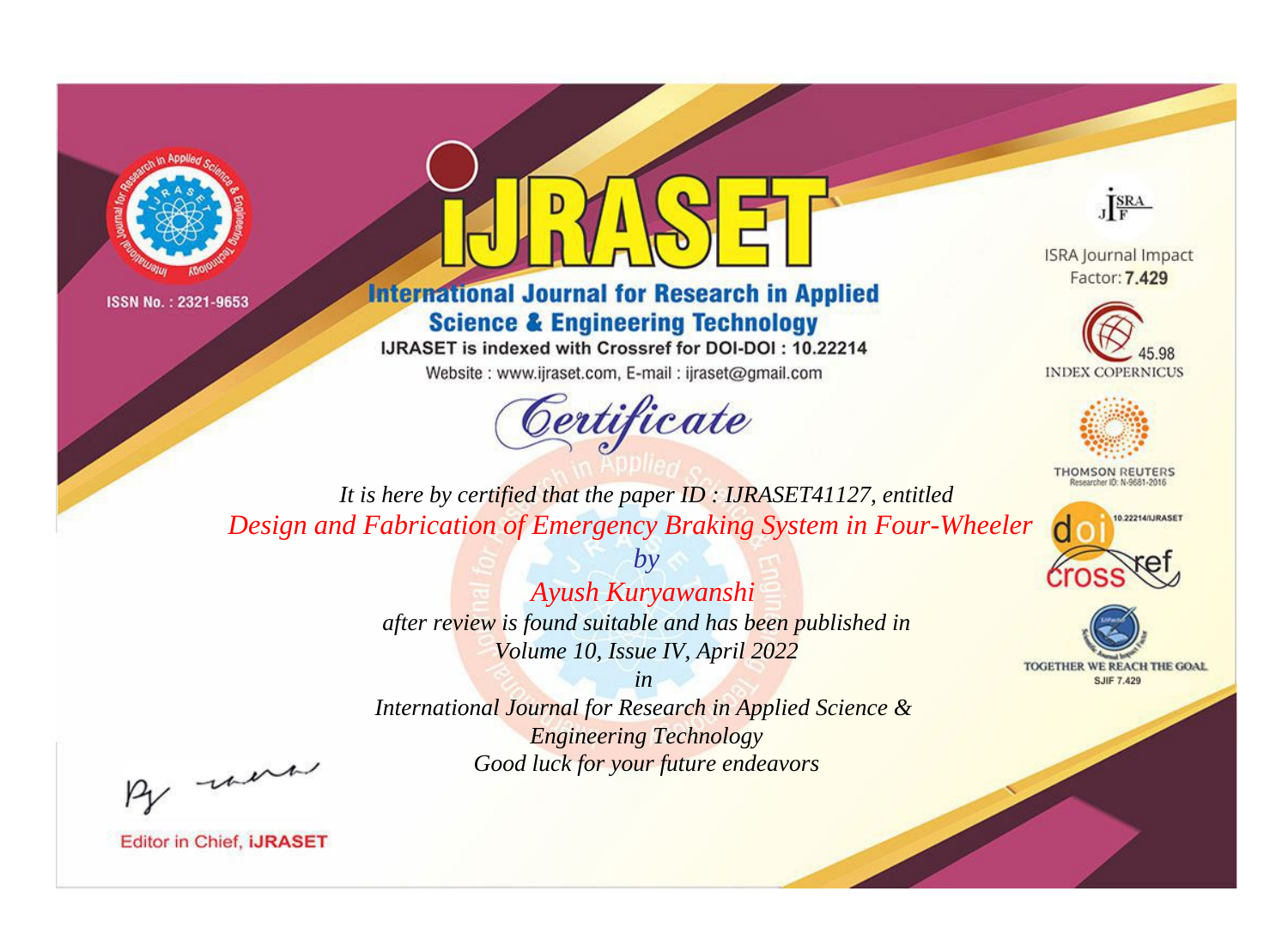ISSN No. : 2321-9653

# IJRASET

## International Journal for Research in Applied Science & Engineering Technology

IJRASET is indexed with Crossref for DOI-DOI : 10.22214

Website : www.ijraset.com, E-mail : ijraset@gmail.com

# Certificate

*It is here by certified that the paper ID : IJRASET41127, entitled*

*Design and Fabrication of Emergency Braking System in Four-Wheeler*

*by*

*Ayush Kuryawanshi*

*after review is found suitable and has been published in*

*Volume 10, Issue IV, April 2022*

*in*

*International Journal for Research in Applied Science & Engineering Technology*

*Good luck for your future endeavors*

ISRA Journal Impact Factor: **7.429**

45.98 INDEX COPERNICUS

THOMSON REUTERS Researcher ID: N-9681-2016

10.22214/IJRASET

TOGETHER WE REACH THE GOAL SJIF 7.429

Editor in Chief, **iJRASET**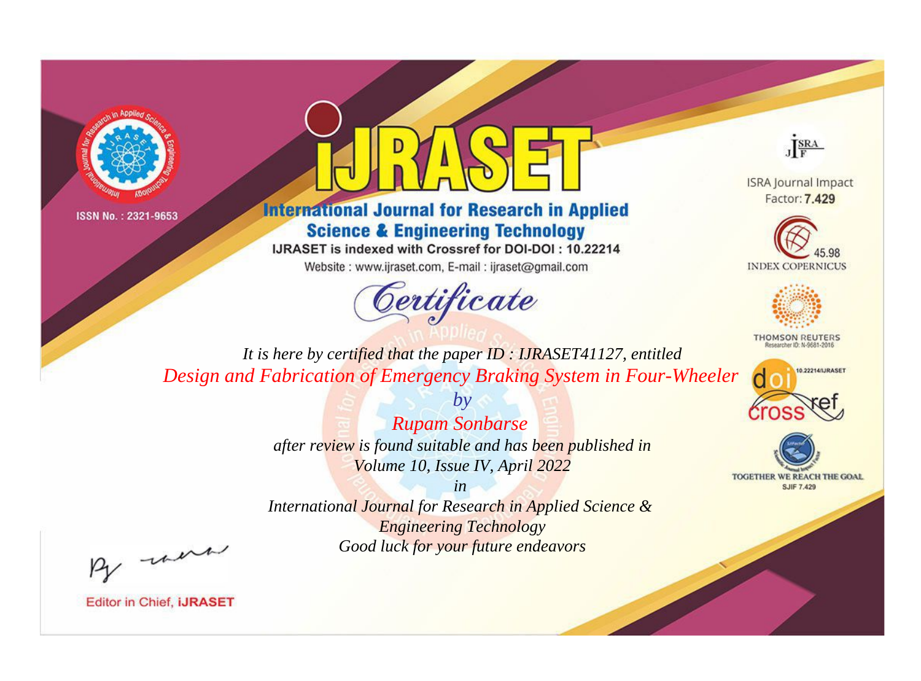ISSN No. : 2321-9653

# iJRASET

## International Journal for Research in Applied Science & Engineering Technology

IJRASET is indexed with Crossref for DOI-DOI : 10.22214

Website : www.ijraset.com, E-mail : ijraset@gmail.com

ISRA Journal Impact Factor: **7.429**

45.98 INDEX COPERNICUS

THOMSON REUTERS Researcher ID: N-9681-2016

10.22214/IJRASET

TOGETHER WE REACH THE GOAL SJIF 7.429

*Certificate*

*It is here by certified that the paper ID : IJRASET41127, entitled*

*Design and Fabrication of Emergency Braking System in Four-Wheeler*

*by*

*Rupam Sonbarse*

*after review is found suitable and has been published in*

*Volume 10, Issue IV, April 2022*

*in*

*International Journal for Research in Applied Science & Engineering Technology*

*Good luck for your future endeavors*

Editor in Chief, **iJRASET**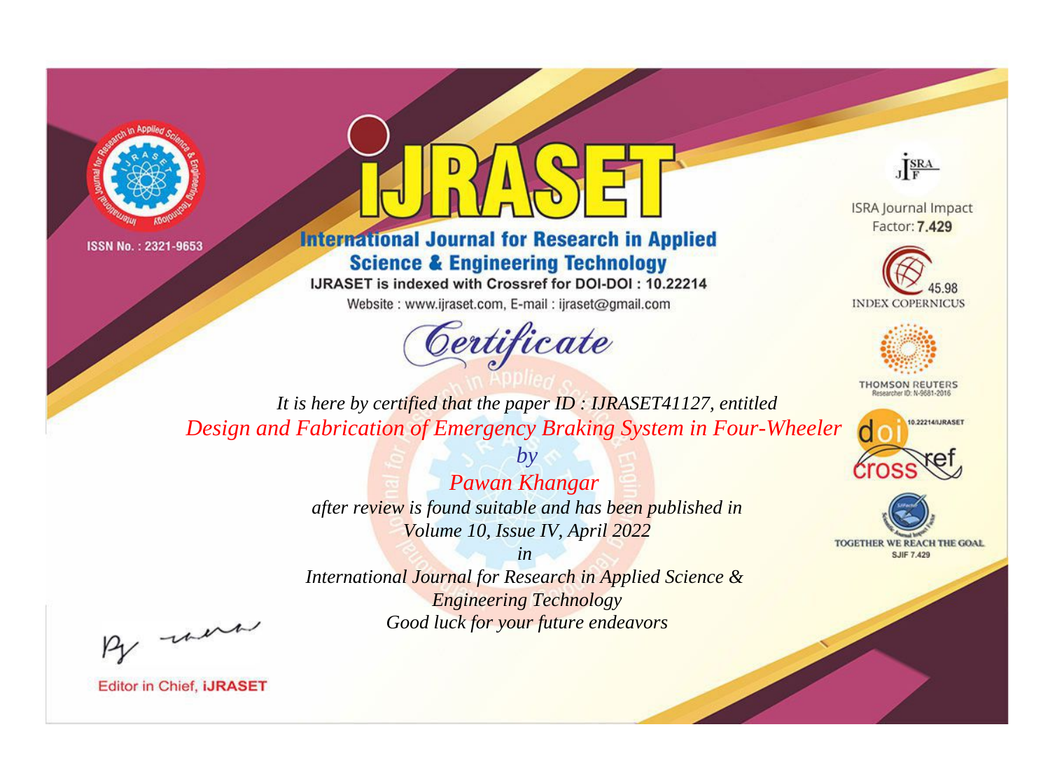ISSN No. : 2321-9653

# IJRASET

## International Journal for Research in Applied Science & Engineering Technology

IJRASET is indexed with Crossref for DOI-DOI : 10.22214

Website : www.ijraset.com, E-mail : ijraset@gmail.com

ISRA Journal Impact Factor: **7.429**

45.98 INDEX COPERNICUS

THOMSON REUTERS Researcher ID: N-9681-2016

10.22214/IJRASET

TOGETHER WE REACH THE GOAL SJIF 7.429

# *Certificate*

*It is here by certified that the paper ID : IJRASET41127, entitled*

*Design and Fabrication of Emergency Braking System in Four-Wheeler*

*by*

*Pawan Khangar*

*after review is found suitable and has been published in*

*Volume 10, Issue IV, April 2022*

*in*

*International Journal for Research in Applied Science & Engineering Technology*

*Good luck for your future endeavors*

Editor in Chief, **iJRASET**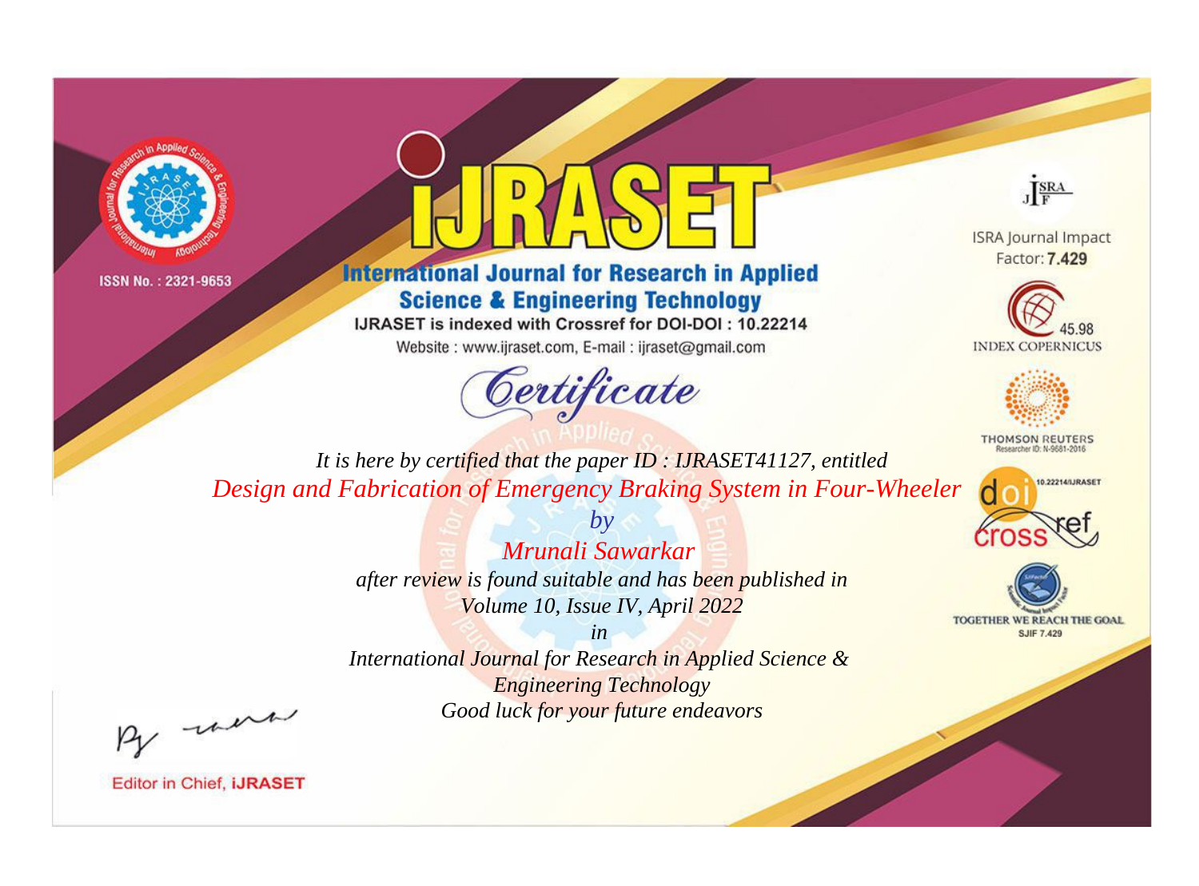ISSN No. : 2321-9653

# iJRASET

## International Journal for Research in Applied Science & Engineering Technology

IJRASET is indexed with Crossref for DOI-DOI : 10.22214

Website : www.ijraset.com, E-mail : ijraset@gmail.com

ISRA Journal Impact Factor: **7.429**

45.98 INDEX COPERNICUS

THOMSON REUTERS Researcher ID: N-9681-2016

10.22214/IJRASET

TOGETHER WE REACH THE GOAL SJIF 7.429

*Certificate*

*It is here by certified that the paper ID : IJRASET41127, entitled*

*Design and Fabrication of Emergency Braking System in Four-Wheeler*

*by*

*Mrunali Sawarkar*

*after review is found suitable and has been published in*

*Volume 10, Issue IV, April 2022*

*in*

*International Journal for Research in Applied Science & Engineering Technology*

*Good luck for your future endeavors*

Editor in Chief, **iJRASET**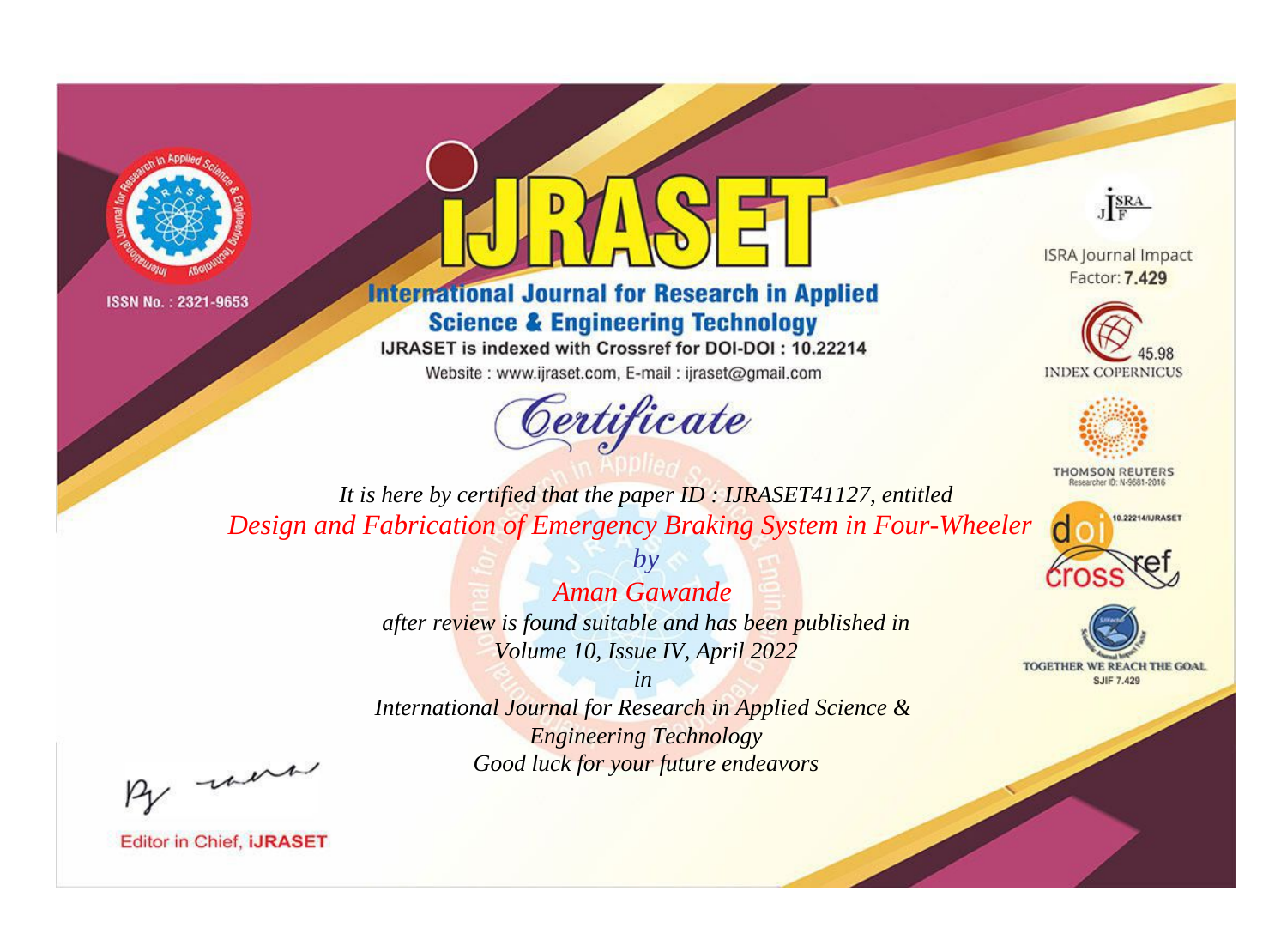ISSN No. : 2321-9653

# IJRASET

## International Journal for Research in Applied Science & Engineering Technology

IJRASET is indexed with Crossref for DOI-DOI : 10.22214

Website : www.ijraset.com, E-mail : ijraset@gmail.com

ISRA Journal Impact Factor: **7.429**

45.98 INDEX COPERNICUS

THOMSON REUTERS Researcher ID: N-9681-2016

10.22214/IJRASET

TOGETHER WE REACH THE GOAL SJIF 7.429

# *Certificate*

*It is here by certified that the paper ID : IJRASET41127, entitled*

*Design and Fabrication of Emergency Braking System in Four-Wheeler*

*by*

*Aman Gawande*

*after review is found suitable and has been published in*

*Volume 10, Issue IV, April 2022*

*in*

*International Journal for Research in Applied Science & Engineering Technology*

*Good luck for your future endeavors*

Editor in Chief, **iJRASET**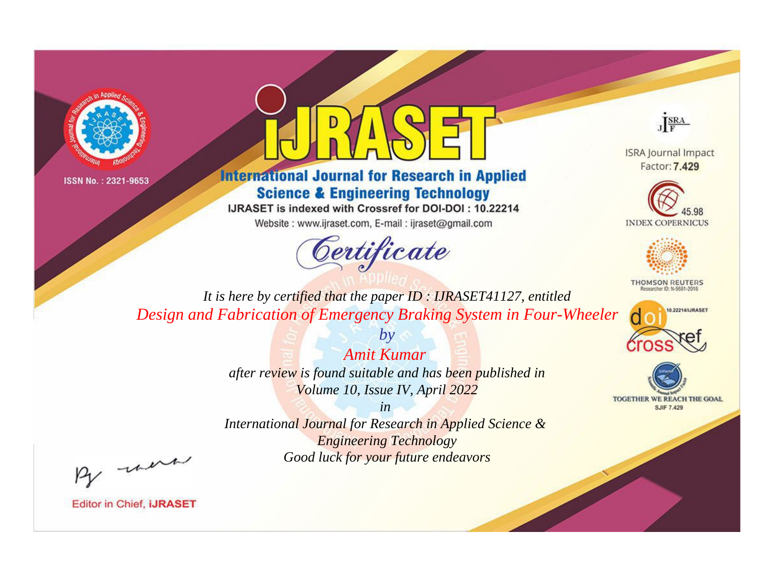ISSN No. : 2321-9653

# IJRASET

## International Journal for Research in Applied Science & Engineering Technology

IJRASET is indexed with Crossref for DOI-DOI : 10.22214

Website : www.ijraset.com, E-mail : ijraset@gmail.com

*Certificate*

ISRA Journal Impact Factor: **7.429**

45.98 INDEX COPERNICUS

THOMSON REUTERS Researcher ID: N-9681-2016

10.22214/IJRASET

TOGETHER WE REACH THE GOAL SJIF 7.429

*It is here by certified that the paper ID : IJRASET41127, entitled*

*Design and Fabrication of Emergency Braking System in Four-Wheeler*

*by*

*Amit Kumar*

*after review is found suitable and has been published in*

*Volume 10, Issue IV, April 2022*

*in*

*International Journal for Research in Applied Science & Engineering Technology*

*Good luck for your future endeavors*

Editor in Chief, **iJRASET**